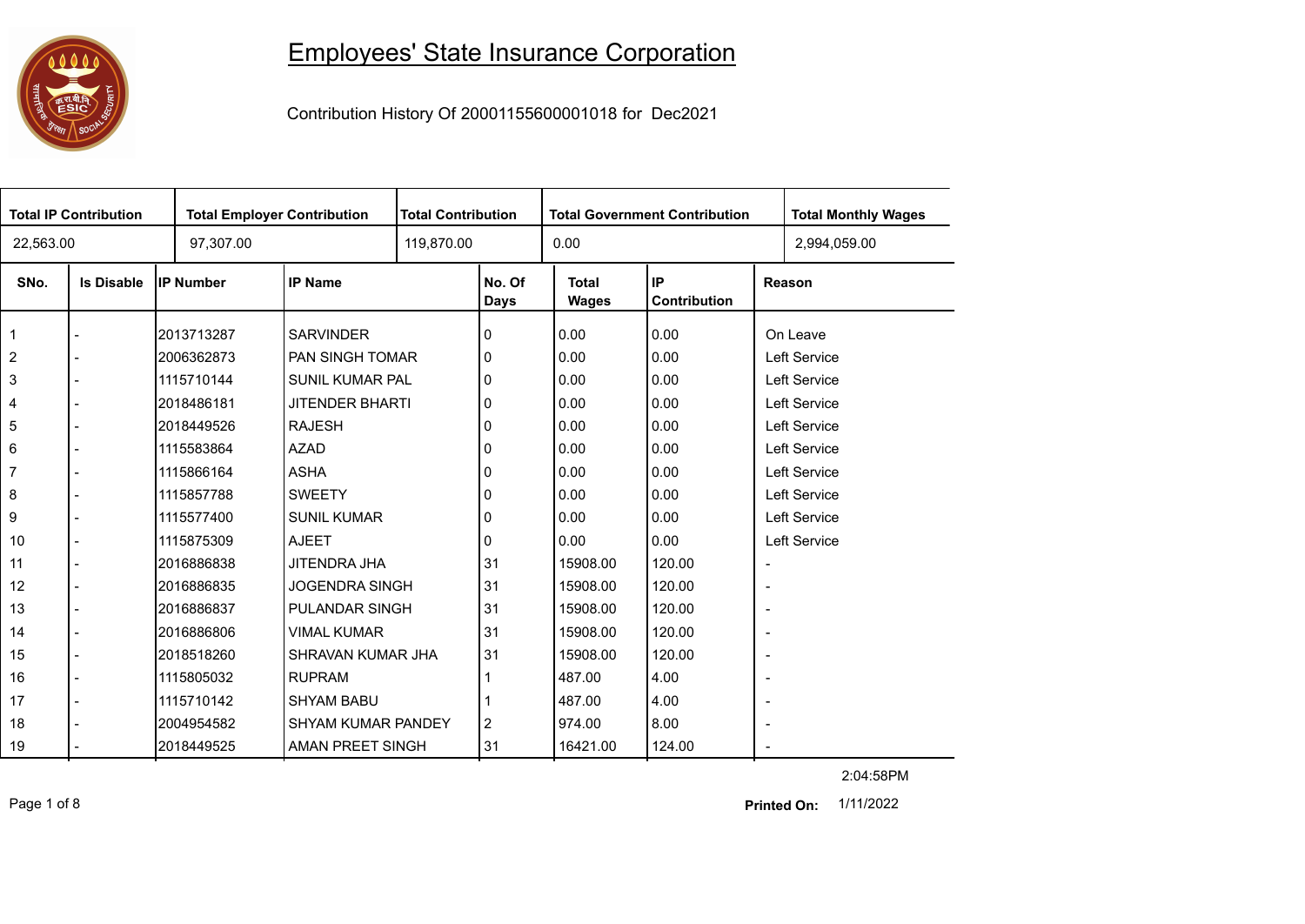# Employees' State Insurance Corporation

Contribution History Of 20001155600001018 for Dec2021

| Total IP Contribution | Total Employer Contribution | Total Contribution | Total Government Contribution | Total Monthly Wages |
|---|---|---|---|---|
| 22,563.00 | 97,307.00 | 119,870.00 | 0.00 | 2,994,059.00 |

| SNo. | Is Disable | IP Number | IP Name | No. Of Days | Total Wages | IP Contribution | Reason |
|---|---|---|---|---|---|---|---|
| 1 | - | 2013713287 | SARVINDER | 0 | 0.00 | 0.00 | On Leave |
| 2 | - | 2006362873 | PAN SINGH TOMAR | 0 | 0.00 | 0.00 | Left Service |
| 3 | - | 1115710144 | SUNIL KUMAR PAL | 0 | 0.00 | 0.00 | Left Service |
| 4 | - | 2018486181 | JITENDER BHARTI | 0 | 0.00 | 0.00 | Left Service |
| 5 | - | 2018449526 | RAJESH | 0 | 0.00 | 0.00 | Left Service |
| 6 | - | 1115583864 | AZAD | 0 | 0.00 | 0.00 | Left Service |
| 7 | - | 1115866164 | ASHA | 0 | 0.00 | 0.00 | Left Service |
| 8 | - | 1115857788 | SWEETY | 0 | 0.00 | 0.00 | Left Service |
| 9 | - | 1115577400 | SUNIL KUMAR | 0 | 0.00 | 0.00 | Left Service |
| 10 | - | 1115875309 | AJEET | 0 | 0.00 | 0.00 | Left Service |
| 11 | - | 2016886838 | JITENDRA JHA | 31 | 15908.00 | 120.00 | - |
| 12 | - | 2016886835 | JOGENDRA SINGH | 31 | 15908.00 | 120.00 | - |
| 13 | - | 2016886837 | PULANDAR SINGH | 31 | 15908.00 | 120.00 | - |
| 14 | - | 2016886806 | VIMAL KUMAR | 31 | 15908.00 | 120.00 | - |
| 15 | - | 2018518260 | SHRAVAN KUMAR JHA | 31 | 15908.00 | 120.00 | - |
| 16 | - | 1115805032 | RUPRAM | 1 | 487.00 | 4.00 | - |
| 17 | - | 1115710142 | SHYAM BABU | 1 | 487.00 | 4.00 | - |
| 18 | - | 2004954582 | SHYAM KUMAR PANDEY | 2 | 974.00 | 8.00 | - |
| 19 | - | 2018449525 | AMAN PREET SINGH | 31 | 16421.00 | 124.00 | - |

2:04:58PM

**Printed On:** 1/11/2022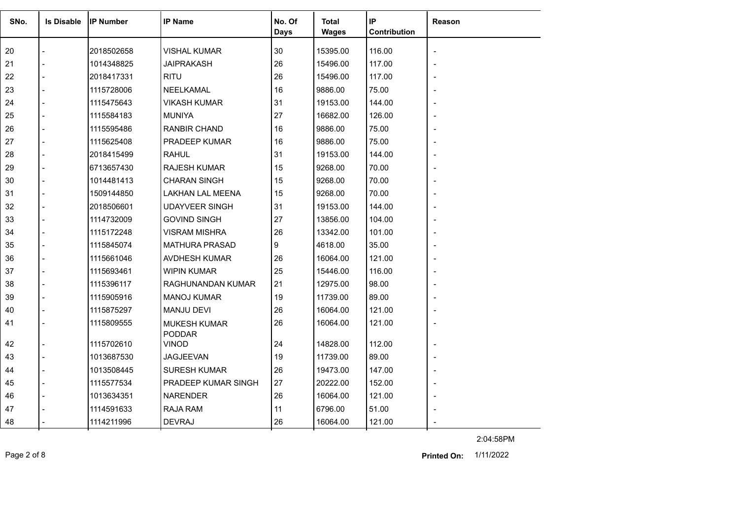| SNo. | Is Disable | IP Number | IP Name | No. Of Days | Total Wages | IP Contribution | Reason |
|---|---|---|---|---|---|---|---|
| 20 | - | 2018502658 | VISHAL KUMAR | 30 | 15395.00 | 116.00 | - |
| 21 | - | 1014348825 | JAIPRAKASH | 26 | 15496.00 | 117.00 | - |
| 22 | - | 2018417331 | RITU | 26 | 15496.00 | 117.00 | - |
| 23 | - | 1115728006 | NEELKAMAL | 16 | 9886.00 | 75.00 | - |
| 24 | - | 1115475643 | VIKASH KUMAR | 31 | 19153.00 | 144.00 | - |
| 25 | - | 1115584183 | MUNIYA | 27 | 16682.00 | 126.00 | - |
| 26 | - | 1115595486 | RANBIR CHAND | 16 | 9886.00 | 75.00 | - |
| 27 | - | 1115625408 | PRADEEP KUMAR | 16 | 9886.00 | 75.00 | - |
| 28 | - | 2018415499 | RAHUL | 31 | 19153.00 | 144.00 | - |
| 29 | - | 6713657430 | RAJESH KUMAR | 15 | 9268.00 | 70.00 | - |
| 30 | - | 1014481413 | CHARAN SINGH | 15 | 9268.00 | 70.00 | - |
| 31 | - | 1509144850 | LAKHAN LAL MEENA | 15 | 9268.00 | 70.00 | - |
| 32 | - | 2018506601 | UDAYVEER SINGH | 31 | 19153.00 | 144.00 | - |
| 33 | - | 1114732009 | GOVIND SINGH | 27 | 13856.00 | 104.00 | - |
| 34 | - | 1115172248 | VISRAM MISHRA | 26 | 13342.00 | 101.00 | - |
| 35 | - | 1115845074 | MATHURA PRASAD | 9 | 4618.00 | 35.00 | - |
| 36 | - | 1115661046 | AVDHESH KUMAR | 26 | 16064.00 | 121.00 | - |
| 37 | - | 1115693461 | WIPIN KUMAR | 25 | 15446.00 | 116.00 | - |
| 38 | - | 1115396117 | RAGHUNANDAN KUMAR | 21 | 12975.00 | 98.00 | - |
| 39 | - | 1115905916 | MANOJ KUMAR | 19 | 11739.00 | 89.00 | - |
| 40 | - | 1115875297 | MANJU DEVI | 26 | 16064.00 | 121.00 | - |
| 41 | - | 1115809555 | MUKESH KUMAR PODDAR | 26 | 16064.00 | 121.00 | - |
| 42 | - | 1115702610 | VINOD | 24 | 14828.00 | 112.00 | - |
| 43 | - | 1013687530 | JAGJEEVAN | 19 | 11739.00 | 89.00 | - |
| 44 | - | 1013508445 | SURESH KUMAR | 26 | 19473.00 | 147.00 | - |
| 45 | - | 1115577534 | PRADEEP KUMAR SINGH | 27 | 20222.00 | 152.00 | - |
| 46 | - | 1013634351 | NARENDER | 26 | 16064.00 | 121.00 | - |
| 47 | - | 1114591633 | RAJA RAM | 11 | 6796.00 | 51.00 | - |
| 48 | - | 1114211996 | DEVRAJ | 26 | 16064.00 | 121.00 | - |

2:04:58PM

**Printed On:** 1/11/2022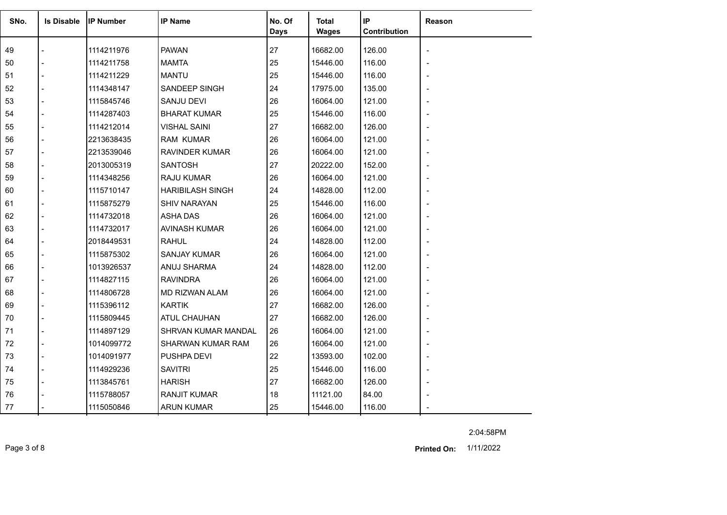| SNo. | Is Disable | IP Number | IP Name | No. Of Days | Total Wages | IP Contribution | Reason |
|---|---|---|---|---|---|---|---|
| 49 | - | 1114211976 | PAWAN | 27 | 16682.00 | 126.00 | - |
| 50 | - | 1114211758 | MAMTA | 25 | 15446.00 | 116.00 | - |
| 51 | - | 1114211229 | MANTU | 25 | 15446.00 | 116.00 | - |
| 52 | - | 1114348147 | SANDEEP SINGH | 24 | 17975.00 | 135.00 | - |
| 53 | - | 1115845746 | SANJU DEVI | 26 | 16064.00 | 121.00 | - |
| 54 | - | 1114287403 | BHARAT KUMAR | 25 | 15446.00 | 116.00 | - |
| 55 | - | 1114212014 | VISHAL SAINI | 27 | 16682.00 | 126.00 | - |
| 56 | - | 2213638435 | RAM KUMAR | 26 | 16064.00 | 121.00 | - |
| 57 | - | 2213539046 | RAVINDER KUMAR | 26 | 16064.00 | 121.00 | - |
| 58 | - | 2013005319 | SANTOSH | 27 | 20222.00 | 152.00 | - |
| 59 | - | 1114348256 | RAJU KUMAR | 26 | 16064.00 | 121.00 | - |
| 60 | - | 1115710147 | HARIBILASH SINGH | 24 | 14828.00 | 112.00 | - |
| 61 | - | 1115875279 | SHIV NARAYAN | 25 | 15446.00 | 116.00 | - |
| 62 | - | 1114732018 | ASHA DAS | 26 | 16064.00 | 121.00 | - |
| 63 | - | 1114732017 | AVINASH KUMAR | 26 | 16064.00 | 121.00 | - |
| 64 | - | 2018449531 | RAHUL | 24 | 14828.00 | 112.00 | - |
| 65 | - | 1115875302 | SANJAY KUMAR | 26 | 16064.00 | 121.00 | - |
| 66 | - | 1013926537 | ANUJ SHARMA | 24 | 14828.00 | 112.00 | - |
| 67 | - | 1114827115 | RAVINDRA | 26 | 16064.00 | 121.00 | - |
| 68 | - | 1114806728 | MD RIZWAN ALAM | 26 | 16064.00 | 121.00 | - |
| 69 | - | 1115396112 | KARTIK | 27 | 16682.00 | 126.00 | - |
| 70 | - | 1115809445 | ATUL CHAUHAN | 27 | 16682.00 | 126.00 | - |
| 71 | - | 1114897129 | SHRVAN KUMAR MANDAL | 26 | 16064.00 | 121.00 | - |
| 72 | - | 1014099772 | SHARWAN KUMAR RAM | 26 | 16064.00 | 121.00 | - |
| 73 | - | 1014091977 | PUSHPA DEVI | 22 | 13593.00 | 102.00 | - |
| 74 | - | 1114929236 | SAVITRI | 25 | 15446.00 | 116.00 | - |
| 75 | - | 1113845761 | HARISH | 27 | 16682.00 | 126.00 | - |
| 76 | - | 1115788057 | RANJIT KUMAR | 18 | 11121.00 | 84.00 | - |
| 77 | - | 1115050846 | ARUN KUMAR | 25 | 15446.00 | 116.00 | - |

2:04:58PM

**Printed On:** 1/11/2022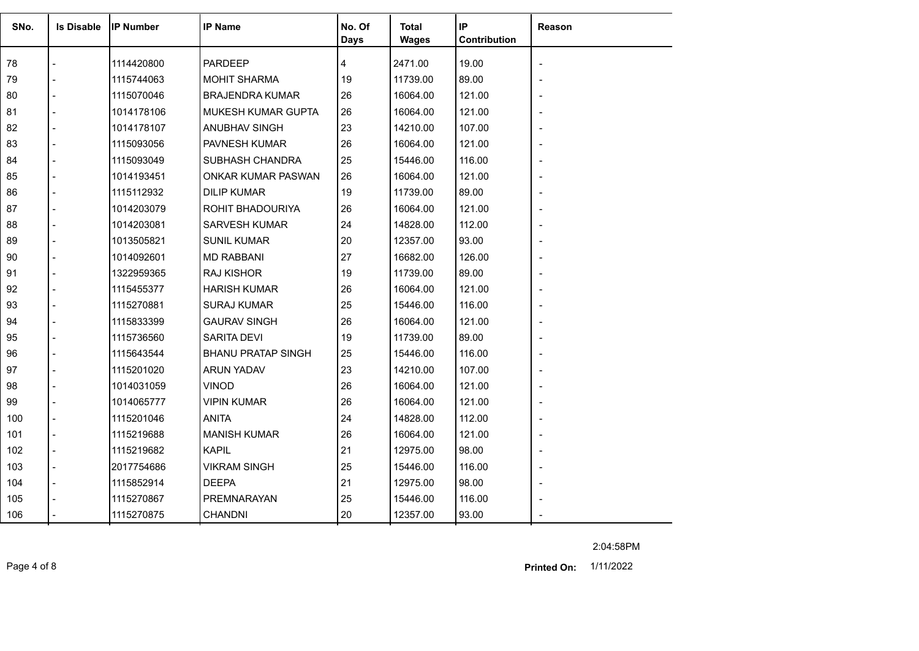| SNo. | Is Disable | IP Number | IP Name | No. Of Days | Total Wages | IP Contribution | Reason |
|---|---|---|---|---|---|---|---|
| 78 | - | 1114420800 | PARDEEP | 4 | 2471.00 | 19.00 | - |
| 79 | - | 1115744063 | MOHIT SHARMA | 19 | 11739.00 | 89.00 | - |
| 80 | - | 1115070046 | BRAJENDRA KUMAR | 26 | 16064.00 | 121.00 | - |
| 81 | - | 1014178106 | MUKESH KUMAR GUPTA | 26 | 16064.00 | 121.00 | - |
| 82 | - | 1014178107 | ANUBHAV SINGH | 23 | 14210.00 | 107.00 | - |
| 83 | - | 1115093056 | PAVNESH KUMAR | 26 | 16064.00 | 121.00 | - |
| 84 | - | 1115093049 | SUBHASH CHANDRA | 25 | 15446.00 | 116.00 | - |
| 85 | - | 1014193451 | ONKAR KUMAR PASWAN | 26 | 16064.00 | 121.00 | - |
| 86 | - | 1115112932 | DILIP KUMAR | 19 | 11739.00 | 89.00 | - |
| 87 | - | 1014203079 | ROHIT BHADOURIYA | 26 | 16064.00 | 121.00 | - |
| 88 | - | 1014203081 | SARVESH KUMAR | 24 | 14828.00 | 112.00 | - |
| 89 | - | 1013505821 | SUNIL KUMAR | 20 | 12357.00 | 93.00 | - |
| 90 | - | 1014092601 | MD RABBANI | 27 | 16682.00 | 126.00 | - |
| 91 | - | 1322959365 | RAJ KISHOR | 19 | 11739.00 | 89.00 | - |
| 92 | - | 1115455377 | HARISH KUMAR | 26 | 16064.00 | 121.00 | - |
| 93 | - | 1115270881 | SURAJ KUMAR | 25 | 15446.00 | 116.00 | - |
| 94 | - | 1115833399 | GAURAV SINGH | 26 | 16064.00 | 121.00 | - |
| 95 | - | 1115736560 | SARITA DEVI | 19 | 11739.00 | 89.00 | - |
| 96 | - | 1115643544 | BHANU PRATAP SINGH | 25 | 15446.00 | 116.00 | - |
| 97 | - | 1115201020 | ARUN YADAV | 23 | 14210.00 | 107.00 | - |
| 98 | - | 1014031059 | VINOD | 26 | 16064.00 | 121.00 | - |
| 99 | - | 1014065777 | VIPIN KUMAR | 26 | 16064.00 | 121.00 | - |
| 100 | - | 1115201046 | ANITA | 24 | 14828.00 | 112.00 | - |
| 101 | - | 1115219688 | MANISH KUMAR | 26 | 16064.00 | 121.00 | - |
| 102 | - | 1115219682 | KAPIL | 21 | 12975.00 | 98.00 | - |
| 103 | - | 2017754686 | VIKRAM SINGH | 25 | 15446.00 | 116.00 | - |
| 104 | - | 1115852914 | DEEPA | 21 | 12975.00 | 98.00 | - |
| 105 | - | 1115270867 | PREMNARAYAN | 25 | 15446.00 | 116.00 | - |
| 106 | - | 1115270875 | CHANDNI | 20 | 12357.00 | 93.00 | - |

2:04:58PM

**Printed On:** 1/11/2022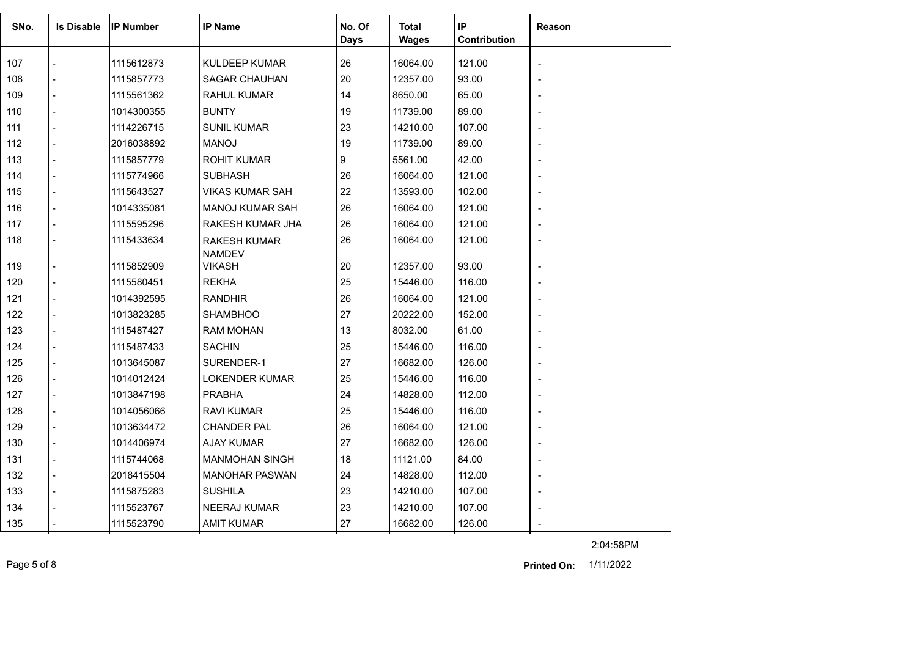| SNo. | Is Disable | IP Number | IP Name | No. Of Days | Total Wages | IP Contribution | Reason |
|---|---|---|---|---|---|---|---|
| 107 | - | 1115612873 | KULDEEP KUMAR | 26 | 16064.00 | 121.00 | - |
| 108 | - | 1115857773 | SAGAR CHAUHAN | 20 | 12357.00 | 93.00 | - |
| 109 | - | 1115561362 | RAHUL KUMAR | 14 | 8650.00 | 65.00 | - |
| 110 | - | 1014300355 | BUNTY | 19 | 11739.00 | 89.00 | - |
| 111 | - | 1114226715 | SUNIL KUMAR | 23 | 14210.00 | 107.00 | - |
| 112 | - | 2016038892 | MANOJ | 19 | 11739.00 | 89.00 | - |
| 113 | - | 1115857779 | ROHIT KUMAR | 9 | 5561.00 | 42.00 | - |
| 114 | - | 1115774966 | SUBHASH | 26 | 16064.00 | 121.00 | - |
| 115 | - | 1115643527 | VIKAS KUMAR SAH | 22 | 13593.00 | 102.00 | - |
| 116 | - | 1014335081 | MANOJ KUMAR SAH | 26 | 16064.00 | 121.00 | - |
| 117 | - | 1115595296 | RAKESH KUMAR JHA | 26 | 16064.00 | 121.00 | - |
| 118 | - | 1115433634 | RAKESH KUMAR NAMDEV | 26 | 16064.00 | 121.00 | - |
| 119 | - | 1115852909 | VIKASH | 20 | 12357.00 | 93.00 | - |
| 120 | - | 1115580451 | REKHA | 25 | 15446.00 | 116.00 | - |
| 121 | - | 1014392595 | RANDHIR | 26 | 16064.00 | 121.00 | - |
| 122 | - | 1013823285 | SHAMBHOO | 27 | 20222.00 | 152.00 | - |
| 123 | - | 1115487427 | RAM MOHAN | 13 | 8032.00 | 61.00 | - |
| 124 | - | 1115487433 | SACHIN | 25 | 15446.00 | 116.00 | - |
| 125 | - | 1013645087 | SURENDER-1 | 27 | 16682.00 | 126.00 | - |
| 126 | - | 1014012424 | LOKENDER KUMAR | 25 | 15446.00 | 116.00 | - |
| 127 | - | 1013847198 | PRABHA | 24 | 14828.00 | 112.00 | - |
| 128 | - | 1014056066 | RAVI KUMAR | 25 | 15446.00 | 116.00 | - |
| 129 | - | 1013634472 | CHANDER PAL | 26 | 16064.00 | 121.00 | - |
| 130 | - | 1014406974 | AJAY KUMAR | 27 | 16682.00 | 126.00 | - |
| 131 | - | 1115744068 | MANMOHAN SINGH | 18 | 11121.00 | 84.00 | - |
| 132 | - | 2018415504 | MANOHAR PASWAN | 24 | 14828.00 | 112.00 | - |
| 133 | - | 1115875283 | SUSHILA | 23 | 14210.00 | 107.00 | - |
| 134 | - | 1115523767 | NEERAJ KUMAR | 23 | 14210.00 | 107.00 | - |
| 135 | - | 1115523790 | AMIT KUMAR | 27 | 16682.00 | 126.00 | - |

2:04:58PM

**Printed On:** 1/11/2022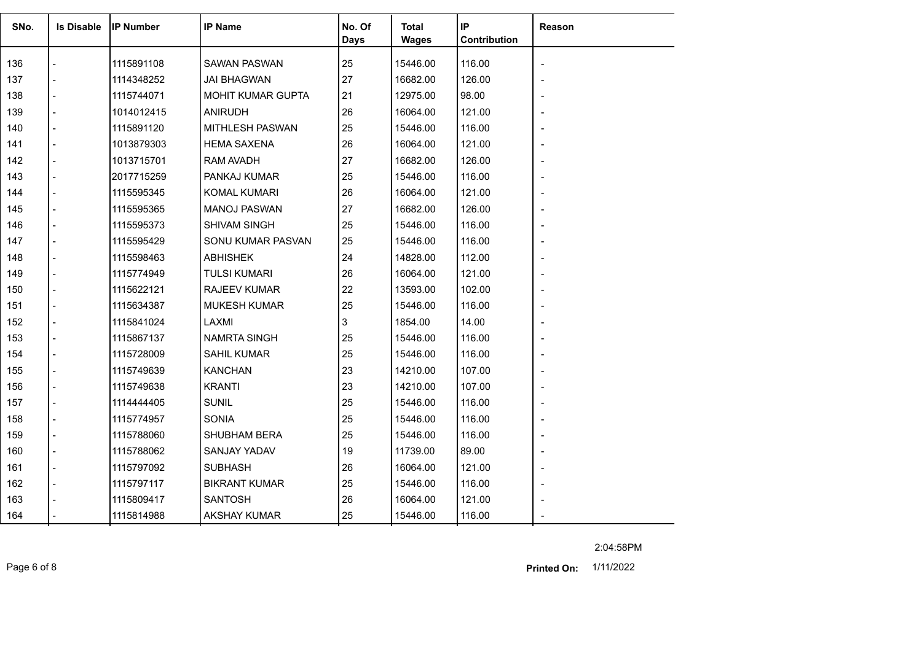| SNo. | Is Disable | IP Number | IP Name | No. Of Days | Total Wages | IP Contribution | Reason |
|---|---|---|---|---|---|---|---|
| 136 | - | 1115891108 | SAWAN PASWAN | 25 | 15446.00 | 116.00 | - |
| 137 | - | 1114348252 | JAI BHAGWAN | 27 | 16682.00 | 126.00 | - |
| 138 | - | 1115744071 | MOHIT KUMAR GUPTA | 21 | 12975.00 | 98.00 | - |
| 139 | - | 1014012415 | ANIRUDH | 26 | 16064.00 | 121.00 | - |
| 140 | - | 1115891120 | MITHLESH PASWAN | 25 | 15446.00 | 116.00 | - |
| 141 | - | 1013879303 | HEMA SAXENA | 26 | 16064.00 | 121.00 | - |
| 142 | - | 1013715701 | RAM AVADH | 27 | 16682.00 | 126.00 | - |
| 143 | - | 2017715259 | PANKAJ KUMAR | 25 | 15446.00 | 116.00 | - |
| 144 | - | 1115595345 | KOMAL KUMARI | 26 | 16064.00 | 121.00 | - |
| 145 | - | 1115595365 | MANOJ PASWAN | 27 | 16682.00 | 126.00 | - |
| 146 | - | 1115595373 | SHIVAM SINGH | 25 | 15446.00 | 116.00 | - |
| 147 | - | 1115595429 | SONU KUMAR PASVAN | 25 | 15446.00 | 116.00 | - |
| 148 | - | 1115598463 | ABHISHEK | 24 | 14828.00 | 112.00 | - |
| 149 | - | 1115774949 | TULSI KUMARI | 26 | 16064.00 | 121.00 | - |
| 150 | - | 1115622121 | RAJEEV KUMAR | 22 | 13593.00 | 102.00 | - |
| 151 | - | 1115634387 | MUKESH KUMAR | 25 | 15446.00 | 116.00 | - |
| 152 | - | 1115841024 | LAXMI | 3 | 1854.00 | 14.00 | - |
| 153 | - | 1115867137 | NAMRTA SINGH | 25 | 15446.00 | 116.00 | - |
| 154 | - | 1115728009 | SAHIL KUMAR | 25 | 15446.00 | 116.00 | - |
| 155 | - | 1115749639 | KANCHAN | 23 | 14210.00 | 107.00 | - |
| 156 | - | 1115749638 | KRANTI | 23 | 14210.00 | 107.00 | - |
| 157 | - | 1114444405 | SUNIL | 25 | 15446.00 | 116.00 | - |
| 158 | - | 1115774957 | SONIA | 25 | 15446.00 | 116.00 | - |
| 159 | - | 1115788060 | SHUBHAM BERA | 25 | 15446.00 | 116.00 | - |
| 160 | - | 1115788062 | SANJAY YADAV | 19 | 11739.00 | 89.00 | - |
| 161 | - | 1115797092 | SUBHASH | 26 | 16064.00 | 121.00 | - |
| 162 | - | 1115797117 | BIKRANT KUMAR | 25 | 15446.00 | 116.00 | - |
| 163 | - | 1115809417 | SANTOSH | 26 | 16064.00 | 121.00 | - |
| 164 | - | 1115814988 | AKSHAY KUMAR | 25 | 15446.00 | 116.00 | - |

2:04:58PM

**Printed On:** 1/11/2022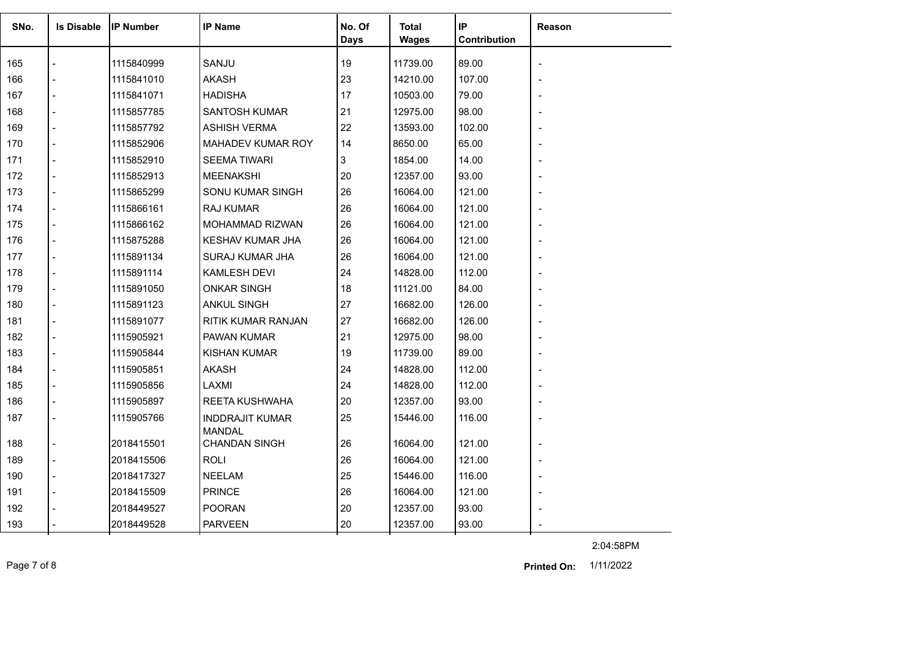| SNo. | Is Disable | IP Number | IP Name | No. Of Days | Total Wages | IP Contribution | Reason |
|---|---|---|---|---|---|---|---|
| 165 | - | 1115840999 | SANJU | 19 | 11739.00 | 89.00 | - |
| 166 | - | 1115841010 | AKASH | 23 | 14210.00 | 107.00 | - |
| 167 | - | 1115841071 | HADISHA | 17 | 10503.00 | 79.00 | - |
| 168 | - | 1115857785 | SANTOSH KUMAR | 21 | 12975.00 | 98.00 | - |
| 169 | - | 1115857792 | ASHISH VERMA | 22 | 13593.00 | 102.00 | - |
| 170 | - | 1115852906 | MAHADEV KUMAR ROY | 14 | 8650.00 | 65.00 | - |
| 171 | - | 1115852910 | SEEMA TIWARI | 3 | 1854.00 | 14.00 | - |
| 172 | - | 1115852913 | MEENAKSHI | 20 | 12357.00 | 93.00 | - |
| 173 | - | 1115865299 | SONU KUMAR SINGH | 26 | 16064.00 | 121.00 | - |
| 174 | - | 1115866161 | RAJ KUMAR | 26 | 16064.00 | 121.00 | - |
| 175 | - | 1115866162 | MOHAMMAD RIZWAN | 26 | 16064.00 | 121.00 | - |
| 176 | - | 1115875288 | KESHAV KUMAR JHA | 26 | 16064.00 | 121.00 | - |
| 177 | - | 1115891134 | SURAJ KUMAR JHA | 26 | 16064.00 | 121.00 | - |
| 178 | - | 1115891114 | KAMLESH DEVI | 24 | 14828.00 | 112.00 | - |
| 179 | - | 1115891050 | ONKAR SINGH | 18 | 11121.00 | 84.00 | - |
| 180 | - | 1115891123 | ANKUL SINGH | 27 | 16682.00 | 126.00 | - |
| 181 | - | 1115891077 | RITIK KUMAR RANJAN | 27 | 16682.00 | 126.00 | - |
| 182 | - | 1115905921 | PAWAN KUMAR | 21 | 12975.00 | 98.00 | - |
| 183 | - | 1115905844 | KISHAN KUMAR | 19 | 11739.00 | 89.00 | - |
| 184 | - | 1115905851 | AKASH | 24 | 14828.00 | 112.00 | - |
| 185 | - | 1115905856 | LAXMI | 24 | 14828.00 | 112.00 | - |
| 186 | - | 1115905897 | REETA KUSHWAHA | 20 | 12357.00 | 93.00 | - |
| 187 | - | 1115905766 | INDDRAJIT KUMAR MANDAL | 25 | 15446.00 | 116.00 | - |
| 188 | - | 2018415501 | CHANDAN SINGH | 26 | 16064.00 | 121.00 | - |
| 189 | - | 2018415506 | ROLI | 26 | 16064.00 | 121.00 | - |
| 190 | - | 2018417327 | NEELAM | 25 | 15446.00 | 116.00 | - |
| 191 | - | 2018415509 | PRINCE | 26 | 16064.00 | 121.00 | - |
| 192 | - | 2018449527 | POORAN | 20 | 12357.00 | 93.00 | - |
| 193 | - | 2018449528 | PARVEEN | 20 | 12357.00 | 93.00 | - |

2:04:58PM

**Printed On:** 1/11/2022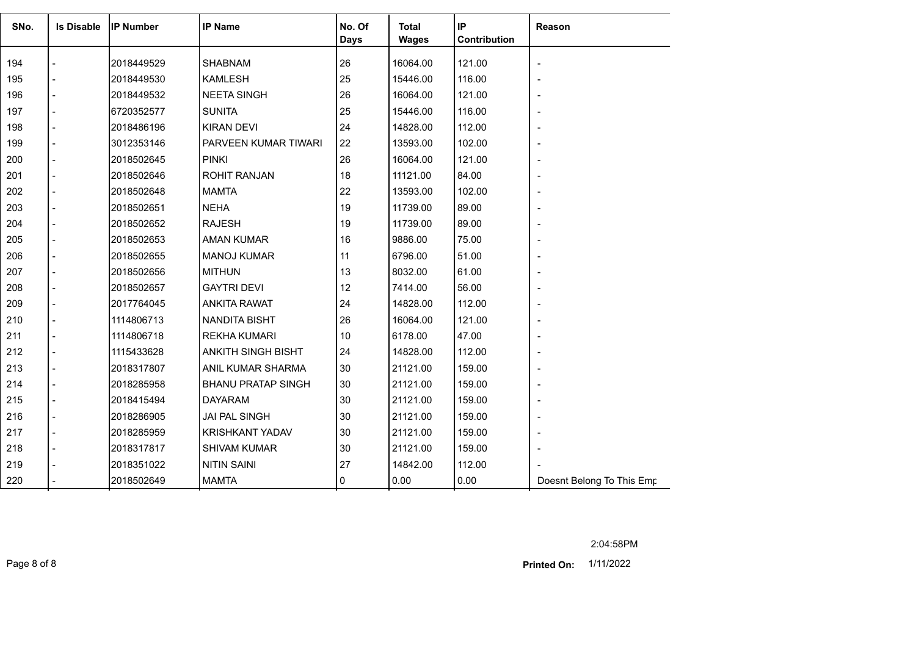| SNo. | Is Disable | IP Number | IP Name | No. Of Days | Total Wages | IP Contribution | Reason |
|---|---|---|---|---|---|---|---|
| 194 | - | 2018449529 | SHABNAM | 26 | 16064.00 | 121.00 | - |
| 195 | - | 2018449530 | KAMLESH | 25 | 15446.00 | 116.00 | - |
| 196 | - | 2018449532 | NEETA SINGH | 26 | 16064.00 | 121.00 | - |
| 197 | - | 6720352577 | SUNITA | 25 | 15446.00 | 116.00 | - |
| 198 | - | 2018486196 | KIRAN DEVI | 24 | 14828.00 | 112.00 | - |
| 199 | - | 3012353146 | PARVEEN KUMAR TIWARI | 22 | 13593.00 | 102.00 | - |
| 200 | - | 2018502645 | PINKI | 26 | 16064.00 | 121.00 | - |
| 201 | - | 2018502646 | ROHIT RANJAN | 18 | 11121.00 | 84.00 | - |
| 202 | - | 2018502648 | MAMTA | 22 | 13593.00 | 102.00 | - |
| 203 | - | 2018502651 | NEHA | 19 | 11739.00 | 89.00 | - |
| 204 | - | 2018502652 | RAJESH | 19 | 11739.00 | 89.00 | - |
| 205 | - | 2018502653 | AMAN KUMAR | 16 | 9886.00 | 75.00 | - |
| 206 | - | 2018502655 | MANOJ KUMAR | 11 | 6796.00 | 51.00 | - |
| 207 | - | 2018502656 | MITHUN | 13 | 8032.00 | 61.00 | - |
| 208 | - | 2018502657 | GAYTRI DEVI | 12 | 7414.00 | 56.00 | - |
| 209 | - | 2017764045 | ANKITA RAWAT | 24 | 14828.00 | 112.00 | - |
| 210 | - | 1114806713 | NANDITA BISHT | 26 | 16064.00 | 121.00 | - |
| 211 | - | 1114806718 | REKHA KUMARI | 10 | 6178.00 | 47.00 | - |
| 212 | - | 1115433628 | ANKITH SINGH BISHT | 24 | 14828.00 | 112.00 | - |
| 213 | - | 2018317807 | ANIL KUMAR SHARMA | 30 | 21121.00 | 159.00 | - |
| 214 | - | 2018285958 | BHANU PRATAP SINGH | 30 | 21121.00 | 159.00 | - |
| 215 | - | 2018415494 | DAYARAM | 30 | 21121.00 | 159.00 | - |
| 216 | - | 2018286905 | JAI PAL SINGH | 30 | 21121.00 | 159.00 | - |
| 217 | - | 2018285959 | KRISHKANT YADAV | 30 | 21121.00 | 159.00 | - |
| 218 | - | 2018317817 | SHIVAM KUMAR | 30 | 21121.00 | 159.00 | - |
| 219 | - | 2018351022 | NITIN SAINI | 27 | 14842.00 | 112.00 | - |
| 220 | - | 2018502649 | MAMTA | 0 | 0.00 | 0.00 | Doesnt Belong To This Emp |

2:04:58PM

**Printed On:** 1/11/2022